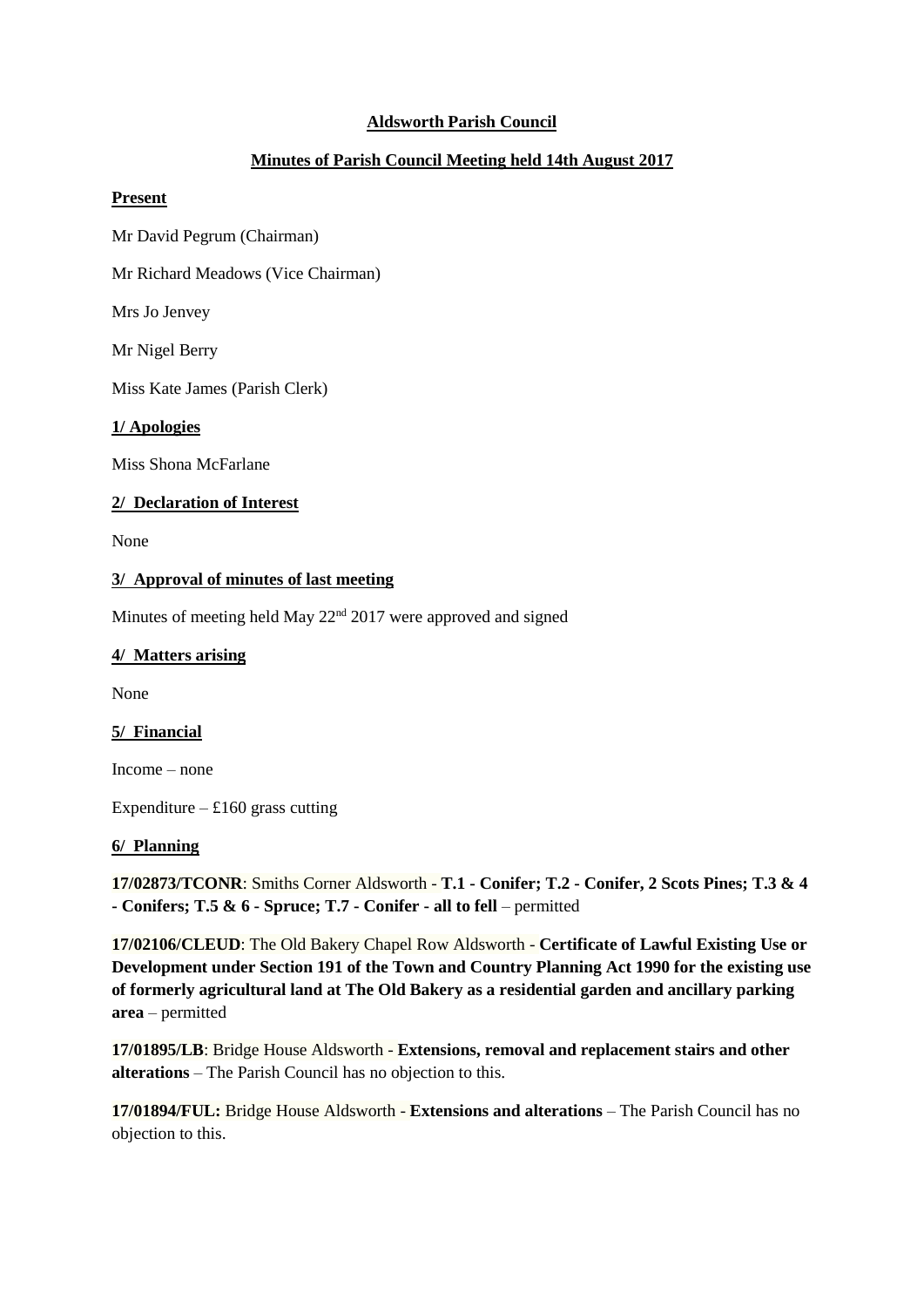# Aldsworth Parish Council

## Minutes of Parish Council Meeting held 14th August 2017

### Present

Mr David Pegrum (Chairman)

Mr Richard Meadows (Vice Chairman)

Mrs Jo Jenvey

Mr Nigel Berry

Miss Kate James (Parish Clerk)

### 1/ Apologies

Miss Shona McFarlane

### 2/ Declaration of Interest

None

### 3/ Approval of minutes of last meeting

Minutes of meeting held May 22nd 2017 were approved and signed

### 4/ Matters arising

None

### 5/ Financial

Income – none

Expenditure – £160 grass cutting

### 6/ Planning

**17/02873/TCONR**: Smiths Corner Aldsworth - **T.1 - Conifer; T.2 - Conifer, 2 Scots Pines; T.3 & 4 - Conifers; T.5 & 6 - Spruce; T.7 - Conifer - all to fell** – permitted

**17/02106/CLEUD**: The Old Bakery Chapel Row Aldsworth - **Certificate of Lawful Existing Use or Development under Section 191 of the Town and Country Planning Act 1990 for the existing use of formerly agricultural land at The Old Bakery as a residential garden and ancillary parking area** – permitted

**17/01895/LB**: Bridge House Aldsworth - **Extensions, removal and replacement stairs and other alterations** – The Parish Council has no objection to this.

**17/01894/FUL:** Bridge House Aldsworth - **Extensions and alterations** – The Parish Council has no objection to this.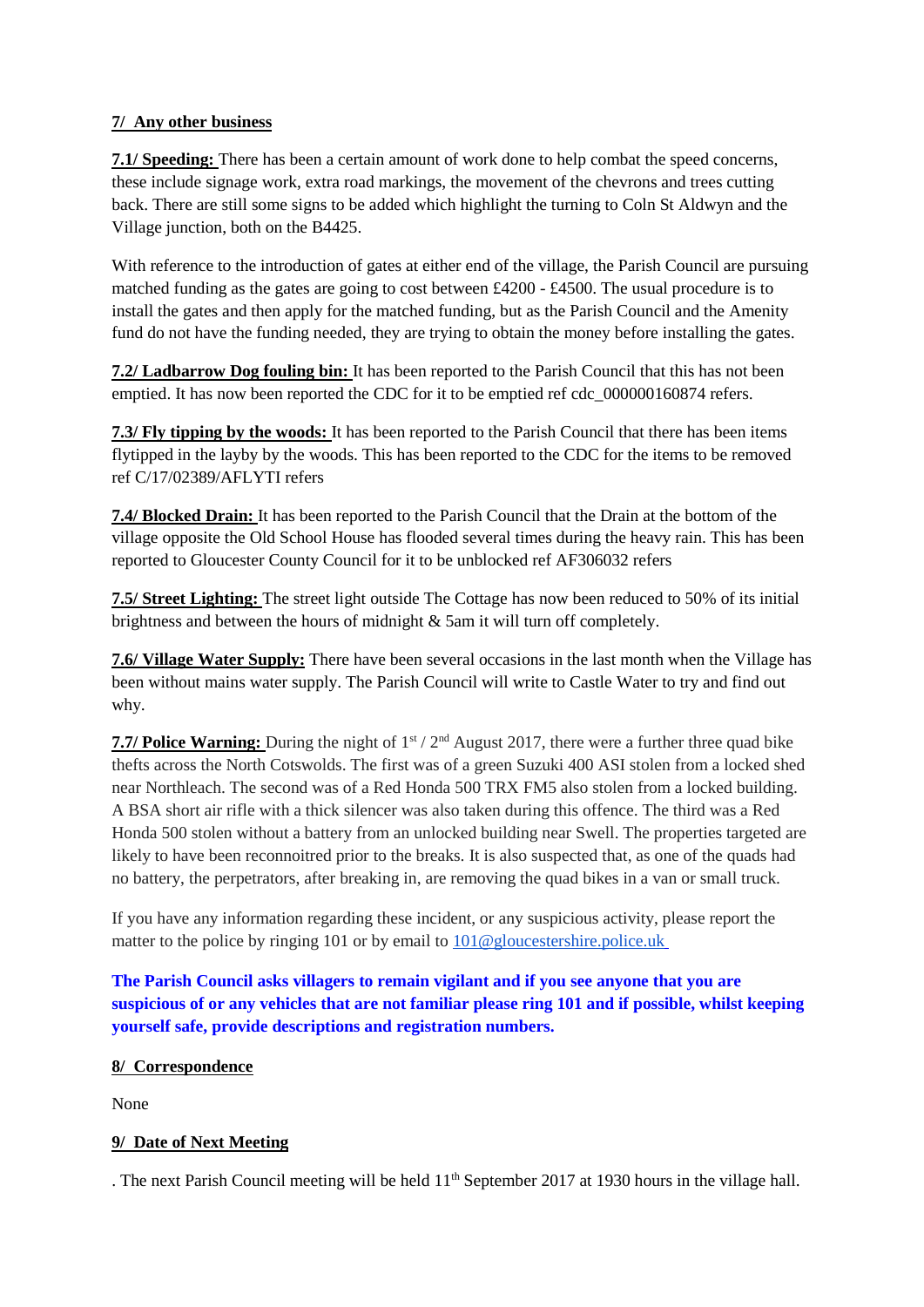## 7/ Any other business

**7.1/ Speeding:** There has been a certain amount of work done to help combat the speed concerns, these include signage work, extra road markings, the movement of the chevrons and trees cutting back. There are still some signs to be added which highlight the turning to Coln St Aldwyn and the Village junction, both on the B4425.

With reference to the introduction of gates at either end of the village, the Parish Council are pursuing matched funding as the gates are going to cost between £4200 - £4500. The usual procedure is to install the gates and then apply for the matched funding, but as the Parish Council and the Amenity fund do not have the funding needed, they are trying to obtain the money before installing the gates.

**7.2/ Ladbarrow Dog fouling bin:** It has been reported to the Parish Council that this has not been emptied. It has now been reported the CDC for it to be emptied ref cdc_000000160874 refers.

**7.3/ Fly tipping by the woods:** It has been reported to the Parish Council that there has been items flytipped in the layby by the woods. This has been reported to the CDC for the items to be removed ref C/17/02389/AFLYTI refers

**7.4/ Blocked Drain:** It has been reported to the Parish Council that the Drain at the bottom of the village opposite the Old School House has flooded several times during the heavy rain. This has been reported to Gloucester County Council for it to be unblocked ref AF306032 refers

**7.5/ Street Lighting:** The street light outside The Cottage has now been reduced to 50% of its initial brightness and between the hours of midnight & 5am it will turn off completely.

**7.6/ Village Water Supply:** There have been several occasions in the last month when the Village has been without mains water supply. The Parish Council will write to Castle Water to try and find out why.

**7.7/ Police Warning:** During the night of 1st / 2nd August 2017, there were a further three quad bike thefts across the North Cotswolds. The first was of a green Suzuki 400 ASI stolen from a locked shed near Northleach. The second was of a Red Honda 500 TRX FM5 also stolen from a locked building. A BSA short air rifle with a thick silencer was also taken during this offence. The third was a Red Honda 500 stolen without a battery from an unlocked building near Swell. The properties targeted are likely to have been reconnoitred prior to the breaks. It is also suspected that, as one of the quads had no battery, the perpetrators, after breaking in, are removing the quad bikes in a van or small truck.

If you have any information regarding these incident, or any suspicious activity, please report the matter to the police by ringing 101 or by email to 101@gloucestershire.police.uk

**The Parish Council asks villagers to remain vigilant and if you see anyone that you are suspicious of or any vehicles that are not familiar please ring 101 and if possible, whilst keeping yourself safe, provide descriptions and registration numbers.**

## 8/ Correspondence

None

## 9/ Date of Next Meeting

. The next Parish Council meeting will be held 11th September 2017 at 1930 hours in the village hall.